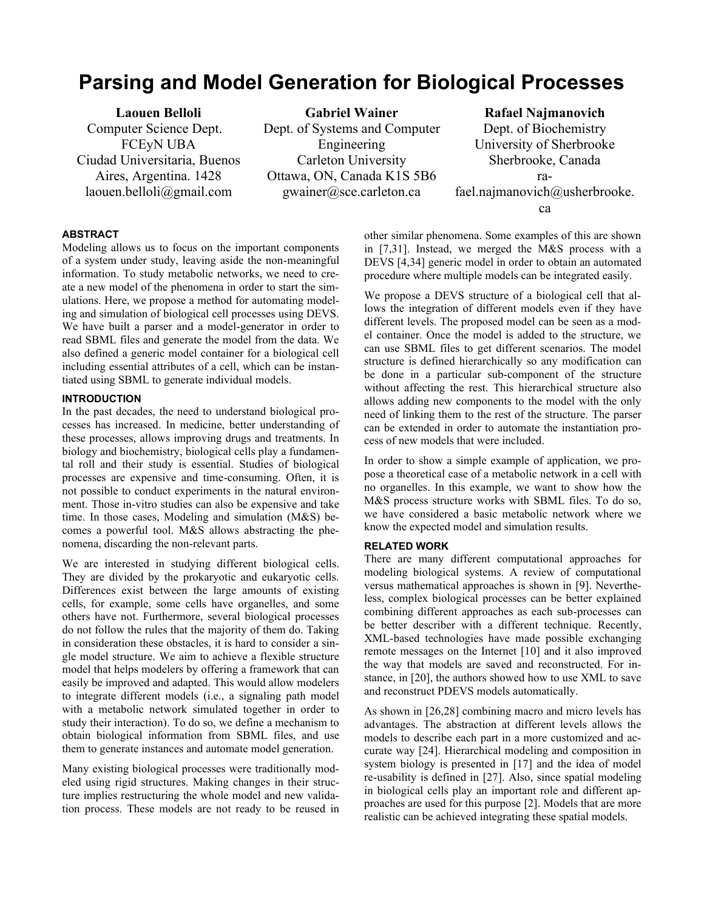# Parsing and Model Generation for Biological Processes

**Laouen Belloli**
Computer Science Dept.
FCEyN UBA
Ciudad Universitaria, Buenos Aires, Argentina. 1428
laouen.belloli@gmail.com

**Gabriel Wainer**
Dept. of Systems and Computer Engineering
Carleton University
Ottawa, ON, Canada K1S 5B6
gwainer@sce.carleton.ca

**Rafael Najmanovich**
Dept. of Biochemistry
University of Sherbrooke
Sherbrooke, Canada
rafael.najmanovich@usherbrooke.ca

## ABSTRACT

Modeling allows us to focus on the important components of a system under study, leaving aside the non-meaningful information. To study metabolic networks, we need to create a new model of the phenomena in order to start the simulations. Here, we propose a method for automating modeling and simulation of biological cell processes using DEVS. We have built a parser and a model-generator in order to read SBML files and generate the model from the data. We also defined a generic model container for a biological cell including essential attributes of a cell, which can be instantiated using SBML to generate individual models.

## INTRODUCTION

In the past decades, the need to understand biological processes has increased. In medicine, better understanding of these processes, allows improving drugs and treatments. In biology and biochemistry, biological cells play a fundamental roll and their study is essential. Studies of biological processes are expensive and time-consuming. Often, it is not possible to conduct experiments in the natural environment. Those in-vitro studies can also be expensive and take time. In those cases, Modeling and simulation (M&S) becomes a powerful tool. M&S allows abstracting the phenomena, discarding the non-relevant parts.

We are interested in studying different biological cells. They are divided by the prokaryotic and eukaryotic cells. Differences exist between the large amounts of existing cells, for example, some cells have organelles, and some others have not. Furthermore, several biological processes do not follow the rules that the majority of them do. Taking in consideration these obstacles, it is hard to consider a single model structure. We aim to achieve a flexible structure model that helps modelers by offering a framework that can easily be improved and adapted. This would allow modelers to integrate different models (i.e., a signaling path model with a metabolic network simulated together in order to study their interaction). To do so, we define a mechanism to obtain biological information from SBML files, and use them to generate instances and automate model generation.

Many existing biological processes were traditionally modeled using rigid structures. Making changes in their structure implies restructuring the whole model and new validation process. These models are not ready to be reused in other similar phenomena. Some examples of this are shown in [7,31]. Instead, we merged the M&S process with a DEVS [4,34] generic model in order to obtain an automated procedure where multiple models can be integrated easily.

We propose a DEVS structure of a biological cell that allows the integration of different models even if they have different levels. The proposed model can be seen as a model container. Once the model is added to the structure, we can use SBML files to get different scenarios. The model structure is defined hierarchically so any modification can be done in a particular sub-component of the structure without affecting the rest. This hierarchical structure also allows adding new components to the model with the only need of linking them to the rest of the structure. The parser can be extended in order to automate the instantiation process of new models that were included.

In order to show a simple example of application, we propose a theoretical case of a metabolic network in a cell with no organelles. In this example, we want to show how the M&S process structure works with SBML files. To do so, we have considered a basic metabolic network where we know the expected model and simulation results.

## RELATED WORK

There are many different computational approaches for modeling biological systems. A review of computational versus mathematical approaches is shown in [9]. Nevertheless, complex biological processes can be better explained combining different approaches as each sub-processes can be better describer with a different technique. Recently, XML-based technologies have made possible exchanging remote messages on the Internet [10] and it also improved the way that models are saved and reconstructed. For instance, in [20], the authors showed how to use XML to save and reconstruct PDEVS models automatically.

As shown in [26,28] combining macro and micro levels has advantages. The abstraction at different levels allows the models to describe each part in a more customized and accurate way [24]. Hierarchical modeling and composition in system biology is presented in [17] and the idea of model re-usability is defined in [27]. Also, since spatial modeling in biological cells play an important role and different approaches are used for this purpose [2]. Models that are more realistic can be achieved integrating these spatial models.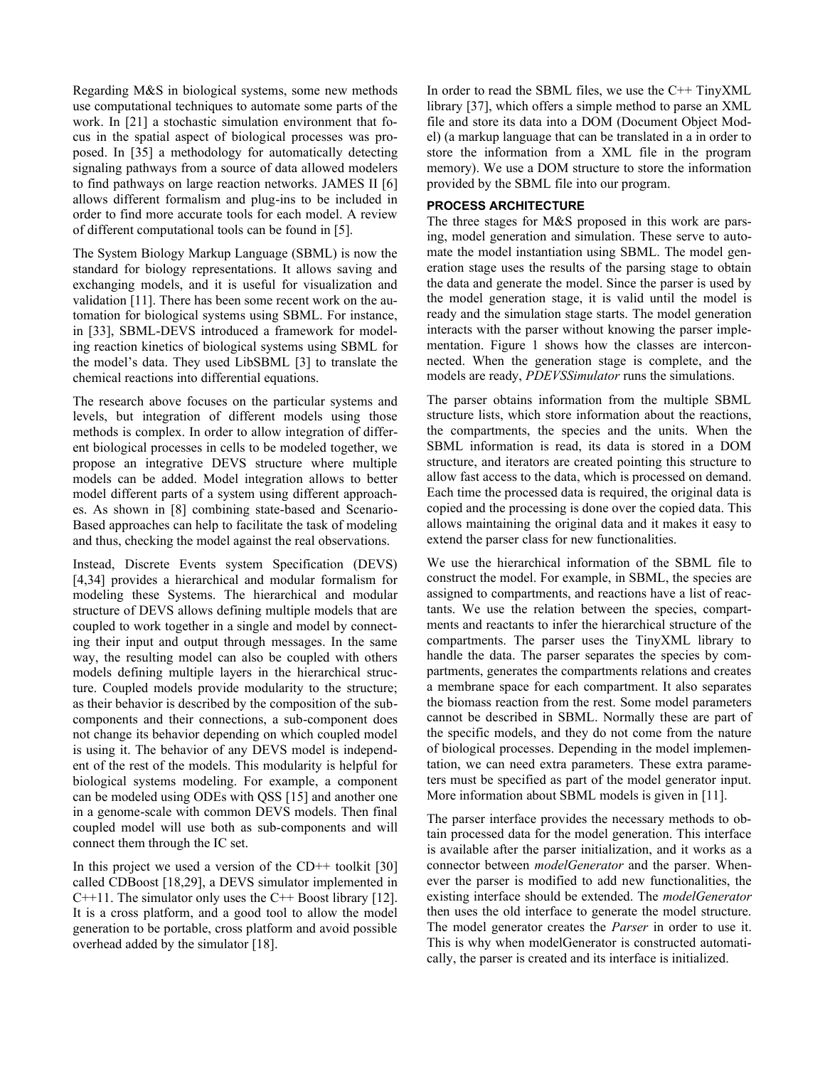Regarding M&S in biological systems, some new methods use computational techniques to automate some parts of the work. In [21] a stochastic simulation environment that focus in the spatial aspect of biological processes was proposed. In [35] a methodology for automatically detecting signaling pathways from a source of data allowed modelers to find pathways on large reaction networks. JAMES II [6] allows different formalism and plug-ins to be included in order to find more accurate tools for each model. A review of different computational tools can be found in [5].

The System Biology Markup Language (SBML) is now the standard for biology representations. It allows saving and exchanging models, and it is useful for visualization and validation [11]. There has been some recent work on the automation for biological systems using SBML. For instance, in [33], SBML-DEVS introduced a framework for modeling reaction kinetics of biological systems using SBML for the model's data. They used LibSBML [3] to translate the chemical reactions into differential equations.

The research above focuses on the particular systems and levels, but integration of different models using those methods is complex. In order to allow integration of different biological processes in cells to be modeled together, we propose an integrative DEVS structure where multiple models can be added. Model integration allows to better model different parts of a system using different approaches. As shown in [8] combining state-based and Scenario-Based approaches can help to facilitate the task of modeling and thus, checking the model against the real observations.

Instead, Discrete Events system Specification (DEVS) [4,34] provides a hierarchical and modular formalism for modeling these Systems. The hierarchical and modular structure of DEVS allows defining multiple models that are coupled to work together in a single and model by connecting their input and output through messages. In the same way, the resulting model can also be coupled with others models defining multiple layers in the hierarchical structure. Coupled models provide modularity to the structure; as their behavior is described by the composition of the subcomponents and their connections, a sub-component does not change its behavior depending on which coupled model is using it. The behavior of any DEVS model is independent of the rest of the models. This modularity is helpful for biological systems modeling. For example, a component can be modeled using ODEs with QSS [15] and another one in a genome-scale with common DEVS models. Then final coupled model will use both as sub-components and will connect them through the IC set.

In this project we used a version of the CD++ toolkit [30] called CDBoost [18,29], a DEVS simulator implemented in C++11. The simulator only uses the C++ Boost library [12]. It is a cross platform, and a good tool to allow the model generation to be portable, cross platform and avoid possible overhead added by the simulator [18].

In order to read the SBML files, we use the C++ TinyXML library [37], which offers a simple method to parse an XML file and store its data into a DOM (Document Object Model) (a markup language that can be translated in a in order to store the information from a XML file in the program memory). We use a DOM structure to store the information provided by the SBML file into our program.

## PROCESS ARCHITECTURE

The three stages for M&S proposed in this work are parsing, model generation and simulation. These serve to automate the model instantiation using SBML. The model generation stage uses the results of the parsing stage to obtain the data and generate the model. Since the parser is used by the model generation stage, it is valid until the model is ready and the simulation stage starts. The model generation interacts with the parser without knowing the parser implementation. Figure 1 shows how the classes are interconnected. When the generation stage is complete, and the models are ready, *PDEVSSimulator* runs the simulations.

The parser obtains information from the multiple SBML structure lists, which store information about the reactions, the compartments, the species and the units. When the SBML information is read, its data is stored in a DOM structure, and iterators are created pointing this structure to allow fast access to the data, which is processed on demand. Each time the processed data is required, the original data is copied and the processing is done over the copied data. This allows maintaining the original data and it makes it easy to extend the parser class for new functionalities.

We use the hierarchical information of the SBML file to construct the model. For example, in SBML, the species are assigned to compartments, and reactions have a list of reactants. We use the relation between the species, compartments and reactants to infer the hierarchical structure of the compartments. The parser uses the TinyXML library to handle the data. The parser separates the species by compartments, generates the compartments relations and creates a membrane space for each compartment. It also separates the biomass reaction from the rest. Some model parameters cannot be described in SBML. Normally these are part of the specific models, and they do not come from the nature of biological processes. Depending in the model implementation, we can need extra parameters. These extra parameters must be specified as part of the model generator input. More information about SBML models is given in [11].

The parser interface provides the necessary methods to obtain processed data for the model generation. This interface is available after the parser initialization, and it works as a connector between *modelGenerator* and the parser. Whenever the parser is modified to add new functionalities, the existing interface should be extended. The *modelGenerator* then uses the old interface to generate the model structure. The model generator creates the *Parser* in order to use it. This is why when modelGenerator is constructed automatically, the parser is created and its interface is initialized.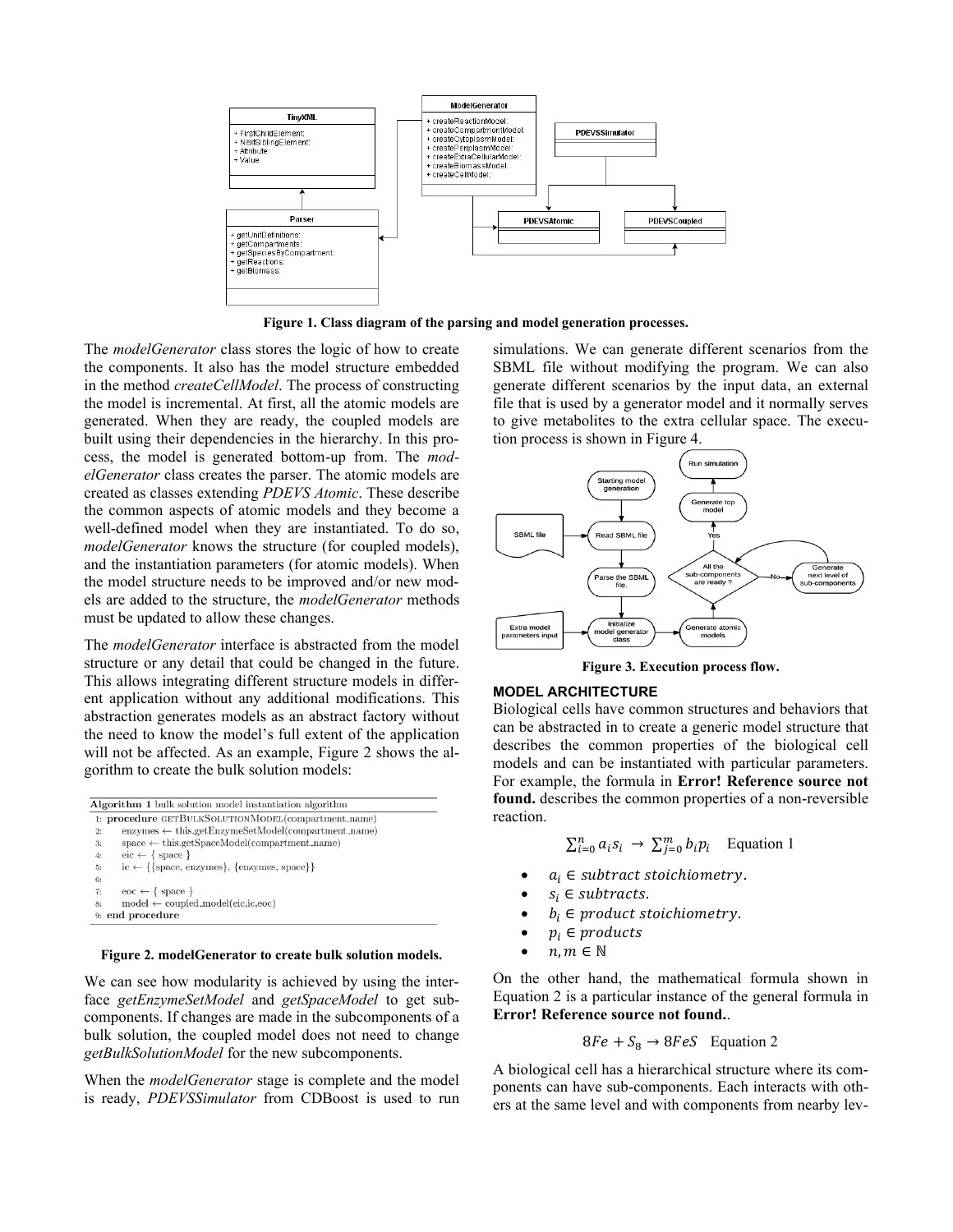Figure 1. Class diagram of the parsing and model generation processes.

The *modelGenerator* class stores the logic of how to create the components. It also has the model structure embedded in the method *createCellModel*. The process of constructing the model is incremental. At first, all the atomic models are generated. When they are ready, the coupled models are built using their dependencies in the hierarchy. In this process, the model is generated bottom-up from. The *modelGenerator* class creates the parser. The atomic models are created as classes extending *PDEVS Atomic*. These describe the common aspects of atomic models and they become a well-defined model when they are instantiated. To do so, *modelGenerator* knows the structure (for coupled models), and the instantiation parameters (for atomic models). When the model structure needs to be improved and/or new models are added to the structure, the *modelGenerator* methods must be updated to allow these changes.

The *modelGenerator* interface is abstracted from the model structure or any detail that could be changed in the future. This allows integrating different structure models in different application without any additional modifications. This abstraction generates models as an abstract factory without the need to know the model's full extent of the application will not be affected. As an example, Figure 2 shows the algorithm to create the bulk solution models:

```
Algorithm 1 bulk solution model instantiation algorithm
1: procedure GETBULKSOLUTIONMODEL(compartment_name)
2:     enzymes ← this.getEnzymeSetModel(compartment_name)
3:     space ← this.getSpaceModel(compartment_name)
4:     eic ← { space }
5:     ic ← {{space, enzymes}, {enzymes, space}}
6:
7:     eoc ← { space }
8:     model ← coupled_model(eic,ic,eoc)
9: end procedure
```

**Figure 2. modelGenerator to create bulk solution models.**

We can see how modularity is achieved by using the interface *getEnzymeSetModel* and *getSpaceModel* to get subcomponents. If changes are made in the subcomponents of a bulk solution, the coupled model does not need to change *getBulkSolutionModel* for the new subcomponents.

When the *modelGenerator* stage is complete and the model is ready, *PDEVSSimulator* from CDBoost is used to run simulations. We can generate different scenarios from the SBML file without modifying the program. We can also generate different scenarios by the input data, an external file that is used by a generator model and it normally serves to give metabolites to the extra cellular space. The execution process is shown in Figure 4.

**Figure 3. Execution process flow.**

## MODEL ARCHITECTURE

Biological cells have common structures and behaviors that can be abstracted in to create a generic model structure that describes the common properties of the biological cell models and can be instantiated with particular parameters. For example, the formula in **Error! Reference source not found.** describes the common properties of a non-reversible reaction.

$$\sum_{i=0}^{n} a_i s_i \rightarrow \sum_{j=0}^{m} b_i p_i \quad \text{Equation 1}$$

- $a_i \in subtract\ stoichiometry.$
- $s_i \in subtracts.$
- $b_i \in product\ stoichiometry.$
- $p_i \in products$
- $n, m \in \mathbb{N}$

On the other hand, the mathematical formula shown in Equation 2 is a particular instance of the general formula in **Error! Reference source not found.**.

$$8Fe + S_8 \rightarrow 8FeS \quad \text{Equation 2}$$

A biological cell has a hierarchical structure where its components can have sub-components. Each interacts with others at the same level and with components from nearby lev-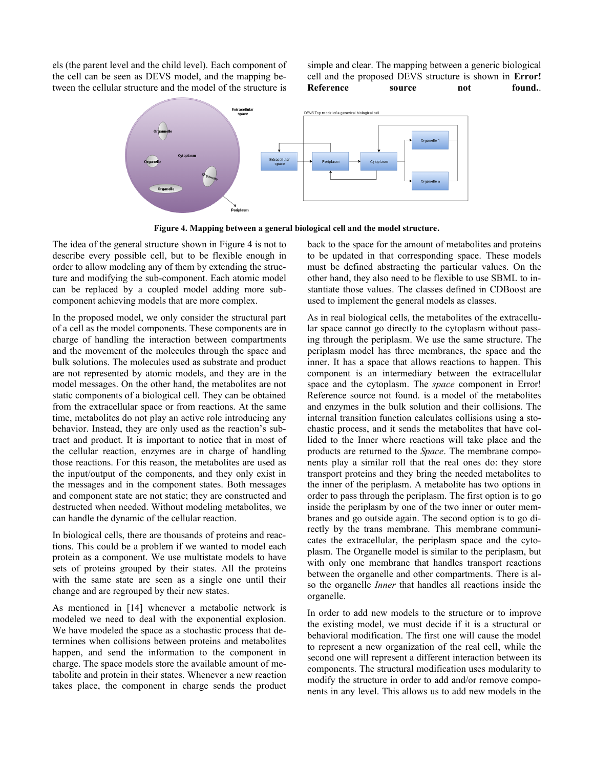els (the parent level and the child level). Each component of the cell can be seen as DEVS model, and the mapping between the cellular structure and the model of the structure is simple and clear. The mapping between a generic biological cell and the proposed DEVS structure is shown in **Error! Reference source not found.**.

Figure 4. Mapping between a general biological cell and the model structure.

The idea of the general structure shown in Figure 4 is not to describe every possible cell, but to be flexible enough in order to allow modeling any of them by extending the structure and modifying the sub-component. Each atomic model can be replaced by a coupled model adding more sub-component achieving models that are more complex.

In the proposed model, we only consider the structural part of a cell as the model components. These components are in charge of handling the interaction between compartments and the movement of the molecules through the space and bulk solutions. The molecules used as substrate and product are not represented by atomic models, and they are in the model messages. On the other hand, the metabolites are not static components of a biological cell. They can be obtained from the extracellular space or from reactions. At the same time, metabolites do not play an active role introducing any behavior. Instead, they are only used as the reaction's subtract and product. It is important to notice that in most of the cellular reaction, enzymes are in charge of handling those reactions. For this reason, the metabolites are used as the input/output of the components, and they only exist in the messages and in the component states. Both messages and component state are not static; they are constructed and destructed when needed. Without modeling metabolites, we can handle the dynamic of the cellular reaction.

In biological cells, there are thousands of proteins and reactions. This could be a problem if we wanted to model each protein as a component. We use multistate models to have sets of proteins grouped by their states. All the proteins with the same state are seen as a single one until their change and are regrouped by their new states.

As mentioned in [14] whenever a metabolic network is modeled we need to deal with the exponential explosion. We have modeled the space as a stochastic process that determines when collisions between proteins and metabolites happen, and send the information to the component in charge. The space models store the available amount of metabolite and protein in their states. Whenever a new reaction takes place, the component in charge sends the product back to the space for the amount of metabolites and proteins to be updated in that corresponding space. These models must be defined abstracting the particular values. On the other hand, they also need to be flexible to use SBML to instantiate those values. The classes defined in CDBoost are used to implement the general models as classes.

As in real biological cells, the metabolites of the extracellular space cannot go directly to the cytoplasm without passing through the periplasm. We use the same structure. The periplasm model has three membranes, the space and the inner. It has a space that allows reactions to happen. This component is an intermediary between the extracellular space and the cytoplasm. The *space* component in Error! Reference source not found. is a model of the metabolites and enzymes in the bulk solution and their collisions. The internal transition function calculates collisions using a stochastic process, and it sends the metabolites that have collided to the Inner where reactions will take place and the products are returned to the *Space*. The membrane components play a similar roll that the real ones do: they store transport proteins and they bring the needed metabolites to the inner of the periplasm. A metabolite has two options in order to pass through the periplasm. The first option is to go inside the periplasm by one of the two inner or outer membranes and go outside again. The second option is to go directly by the trans membrane. This membrane communicates the extracellular, the periplasm space and the cytoplasm. The Organelle model is similar to the periplasm, but with only one membrane that handles transport reactions between the organelle and other compartments. There is also the organelle *Inner* that handles all reactions inside the organelle.

In order to add new models to the structure or to improve the existing model, we must decide if it is a structural or behavioral modification. The first one will cause the model to represent a new organization of the real cell, while the second one will represent a different interaction between its components. The structural modification uses modularity to modify the structure in order to add and/or remove components in any level. This allows us to add new models in the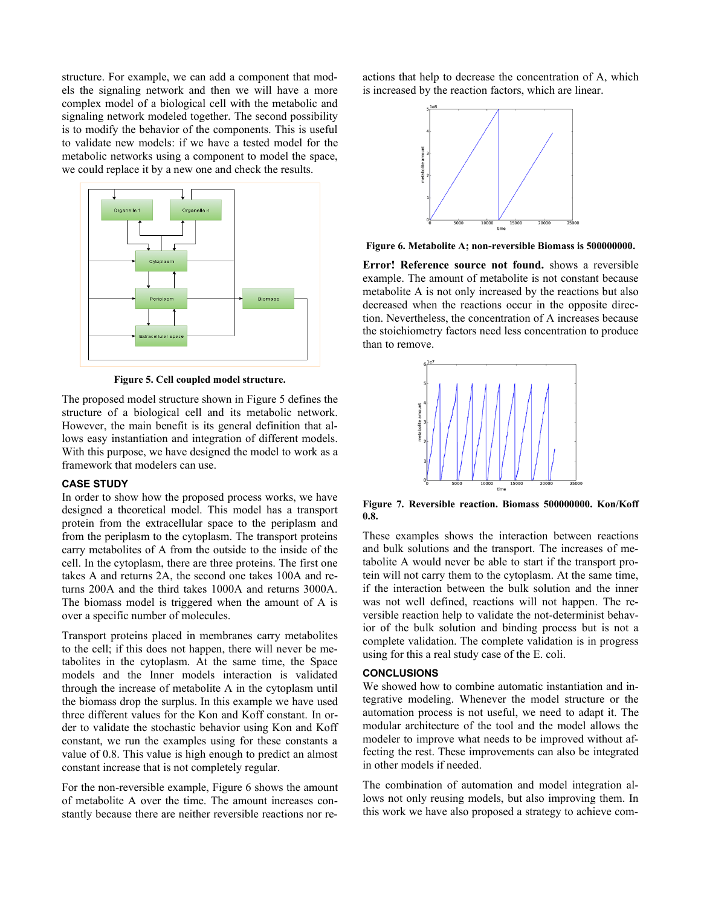structure. For example, we can add a component that models the signaling network and then we will have a more complex model of a biological cell with the metabolic and signaling network modeled together. The second possibility is to modify the behavior of the components. This is useful to validate new models: if we have a tested model for the metabolic networks using a component to model the space, we could replace it by a new one and check the results.

**Figure 5. Cell coupled model structure.**

The proposed model structure shown in Figure 5 defines the structure of a biological cell and its metabolic network. However, the main benefit is its general definition that allows easy instantiation and integration of different models. With this purpose, we have designed the model to work as a framework that modelers can use.

## CASE STUDY

In order to show how the proposed process works, we have designed a theoretical model. This model has a transport protein from the extracellular space to the periplasm and from the periplasm to the cytoplasm. The transport proteins carry metabolites of A from the outside to the inside of the cell. In the cytoplasm, there are three proteins. The first one takes A and returns 2A, the second one takes 100A and returns 200A and the third takes 1000A and returns 3000A. The biomass model is triggered when the amount of A is over a specific number of molecules.

Transport proteins placed in membranes carry metabolites to the cell; if this does not happen, there will never be metabolites in the cytoplasm. At the same time, the Space models and the Inner models interaction is validated through the increase of metabolite A in the cytoplasm until the biomass drop the surplus. In this example we have used three different values for the Kon and Koff constant. In order to validate the stochastic behavior using Kon and Koff constant, we run the examples using for these constants a value of 0.8. This value is high enough to predict an almost constant increase that is not completely regular.

For the non-reversible example, Figure 6 shows the amount of metabolite A over the time. The amount increases constantly because there are neither reversible reactions nor reactions that help to decrease the concentration of A, which is increased by the reaction factors, which are linear.

**Figure 6. Metabolite A; non-reversible Biomass is 500000000.**

**Error! Reference source not found.** shows a reversible example. The amount of metabolite is not constant because metabolite A is not only increased by the reactions but also decreased when the reactions occur in the opposite direction. Nevertheless, the concentration of A increases because the stoichiometry factors need less concentration to produce than to remove.

**Figure 7. Reversible reaction. Biomass 500000000. Kon/Koff 0.8.**

These examples shows the interaction between reactions and bulk solutions and the transport. The increases of metabolite A would never be able to start if the transport protein will not carry them to the cytoplasm. At the same time, if the interaction between the bulk solution and the inner was not well defined, reactions will not happen. The reversible reaction help to validate the not-determinist behavior of the bulk solution and binding process but is not a complete validation. The complete validation is in progress using for this a real study case of the E. coli.

## CONCLUSIONS

We showed how to combine automatic instantiation and integrative modeling. Whenever the model structure or the automation process is not useful, we need to adapt it. The modular architecture of the tool and the model allows the modeler to improve what needs to be improved without affecting the rest. These improvements can also be integrated in other models if needed.

The combination of automation and model integration allows not only reusing models, but also improving them. In this work we have also proposed a strategy to achieve com-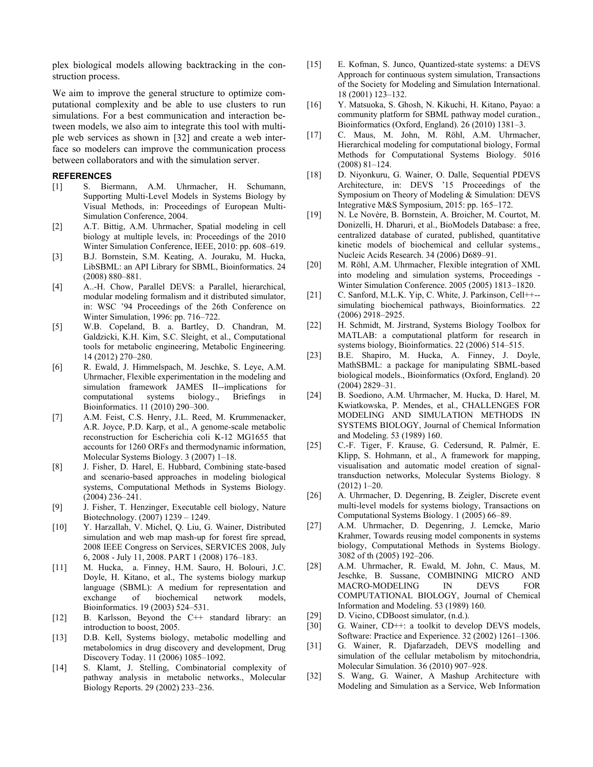plex biological models allowing backtracking in the construction process.

We aim to improve the general structure to optimize computational complexity and be able to use clusters to run simulations. For a best communication and interaction between models, we also aim to integrate this tool with multiple web services as shown in [32] and create a web interface so modelers can improve the communication process between collaborators and with the simulation server.

### REFERENCES

[1] S. Biermann, A.M. Uhrmacher, H. Schumann, Supporting Multi-Level Models in Systems Biology by Visual Methods, in: Proceedings of European Multi-Simulation Conference, 2004.

[2] A.T. Bittig, A.M. Uhrmacher, Spatial modeling in cell biology at multiple levels, in: Proceedings of the 2010 Winter Simulation Conference, IEEE, 2010: pp. 608–619.

[3] B.J. Bornstein, S.M. Keating, A. Jouraku, M. Hucka, LibSBML: an API Library for SBML, Bioinformatics. 24 (2008) 880–881.

[4] A..-H. Chow, Parallel DEVS: a Parallel, hierarchical, modular modeling formalism and it distributed simulator, in: WSC '94 Proceedings of the 26th Conference on Winter Simulation, 1996: pp. 716–722.

[5] W.B. Copeland, B. a. Bartley, D. Chandran, M. Galdzicki, K.H. Kim, S.C. Sleight, et al., Computational tools for metabolic engineering, Metabolic Engineering. 14 (2012) 270–280.

[6] R. Ewald, J. Himmelspach, M. Jeschke, S. Leye, A.M. Uhrmacher, Flexible experimentation in the modeling and simulation framework JAMES II--implications for computational systems biology., Briefings in Bioinformatics. 11 (2010) 290–300.

[7] A.M. Feist, C.S. Henry, J.L. Reed, M. Krummenacker, A.R. Joyce, P.D. Karp, et al., A genome-scale metabolic reconstruction for Escherichia coli K-12 MG1655 that accounts for 1260 ORFs and thermodynamic information, Molecular Systems Biology. 3 (2007) 1–18.

[8] J. Fisher, D. Harel, E. Hubbard, Combining state-based and scenario-based approaches in modeling biological systems, Computational Methods in Systems Biology. (2004) 236–241.

[9] J. Fisher, T. Henzinger, Executable cell biology, Nature Biotechnology. (2007) 1239 – 1249.

[10] Y. Harzallah, V. Michel, Q. Liu, G. Wainer, Distributed simulation and web map mash-up for forest fire spread, 2008 IEEE Congress on Services, SERVICES 2008, July 6, 2008 - July 11, 2008. PART 1 (2008) 176–183.

[11] M. Hucka, a. Finney, H.M. Sauro, H. Bolouri, J.C. Doyle, H. Kitano, et al., The systems biology markup language (SBML): A medium for representation and exchange of biochemical network models, Bioinformatics. 19 (2003) 524–531.

[12] B. Karlsson, Beyond the C++ standard library: an introduction to boost, 2005.

[13] D.B. Kell, Systems biology, metabolic modelling and metabolomics in drug discovery and development, Drug Discovery Today. 11 (2006) 1085–1092.

[14] S. Klamt, J. Stelling, Combinatorial complexity of pathway analysis in metabolic networks., Molecular Biology Reports. 29 (2002) 233–236.

[15] E. Kofman, S. Junco, Quantized-state systems: a DEVS Approach for continuous system simulation, Transactions of the Society for Modeling and Simulation International. 18 (2001) 123–132.

[16] Y. Matsuoka, S. Ghosh, N. Kikuchi, H. Kitano, Payao: a community platform for SBML pathway model curation., Bioinformatics (Oxford, England). 26 (2010) 1381–3.

[17] C. Maus, M. John, M. Röhl, A.M. Uhrmacher, Hierarchical modeling for computational biology, Formal Methods for Computational Systems Biology. 5016 (2008) 81–124.

[18] D. Niyonkuru, G. Wainer, O. Dalle, Sequential PDEVS Architecture, in: DEVS '15 Proceedings of the Symposium on Theory of Modeling & Simulation: DEVS Integrative M&S Symposium, 2015: pp. 165–172.

[19] N. Le Novère, B. Bornstein, A. Broicher, M. Courtot, M. Donizelli, H. Dharuri, et al., BioModels Database: a free, centralized database of curated, published, quantitative kinetic models of biochemical and cellular systems., Nucleic Acids Research. 34 (2006) D689–91.

[20] M. Röhl, A.M. Uhrmacher, Flexible integration of XML into modeling and simulation systems, Proceedings - Winter Simulation Conference. 2005 (2005) 1813–1820.

[21] C. Sanford, M.L.K. Yip, C. White, J. Parkinson, Cell++--simulating biochemical pathways, Bioinformatics. 22 (2006) 2918–2925.

[22] H. Schmidt, M. Jirstrand, Systems Biology Toolbox for MATLAB: a computational platform for research in systems biology, Bioinformatics. 22 (2006) 514–515.

[23] B.E. Shapiro, M. Hucka, A. Finney, J. Doyle, MathSBML: a package for manipulating SBML-based biological models., Bioinformatics (Oxford, England). 20 (2004) 2829–31.

[24] B. Soediono, A.M. Uhrmacher, M. Hucka, D. Harel, M. Kwiatkowska, P. Mendes, et al., CHALLENGES FOR MODELING AND SIMULATION METHODS IN SYSTEMS BIOLOGY, Journal of Chemical Information and Modeling. 53 (1989) 160.

[25] C.-F. Tiger, F. Krause, G. Cedersund, R. Palmér, E. Klipp, S. Hohmann, et al., A framework for mapping, visualisation and automatic model creation of signal-transduction networks, Molecular Systems Biology. 8 (2012) 1–20.

[26] A. Uhrmacher, D. Degenring, B. Zeigler, Discrete event multi-level models for systems biology, Transactions on Computational Systems Biology. 1 (2005) 66–89.

[27] A.M. Uhrmacher, D. Degenring, J. Lemcke, Mario Krahmer, Towards reusing model components in systems biology, Computational Methods in Systems Biology. 3082 of th (2005) 192–206.

[28] A.M. Uhrmacher, R. Ewald, M. John, C. Maus, M. Jeschke, B. Sussane, COMBINING MICRO AND MACRO-MODELING IN DEVS FOR COMPUTATIONAL BIOLOGY, Journal of Chemical Information and Modeling. 53 (1989) 160.

[29] D. Vicino, CDBoost simulator, (n.d.).

[30] G. Wainer, CD++: a toolkit to develop DEVS models, Software: Practice and Experience. 32 (2002) 1261–1306.

[31] G. Wainer, R. Djafarzadeh, DEVS modelling and simulation of the cellular metabolism by mitochondria, Molecular Simulation. 36 (2010) 907–928.

[32] S. Wang, G. Wainer, A Mashup Architecture with Modeling and Simulation as a Service, Web Information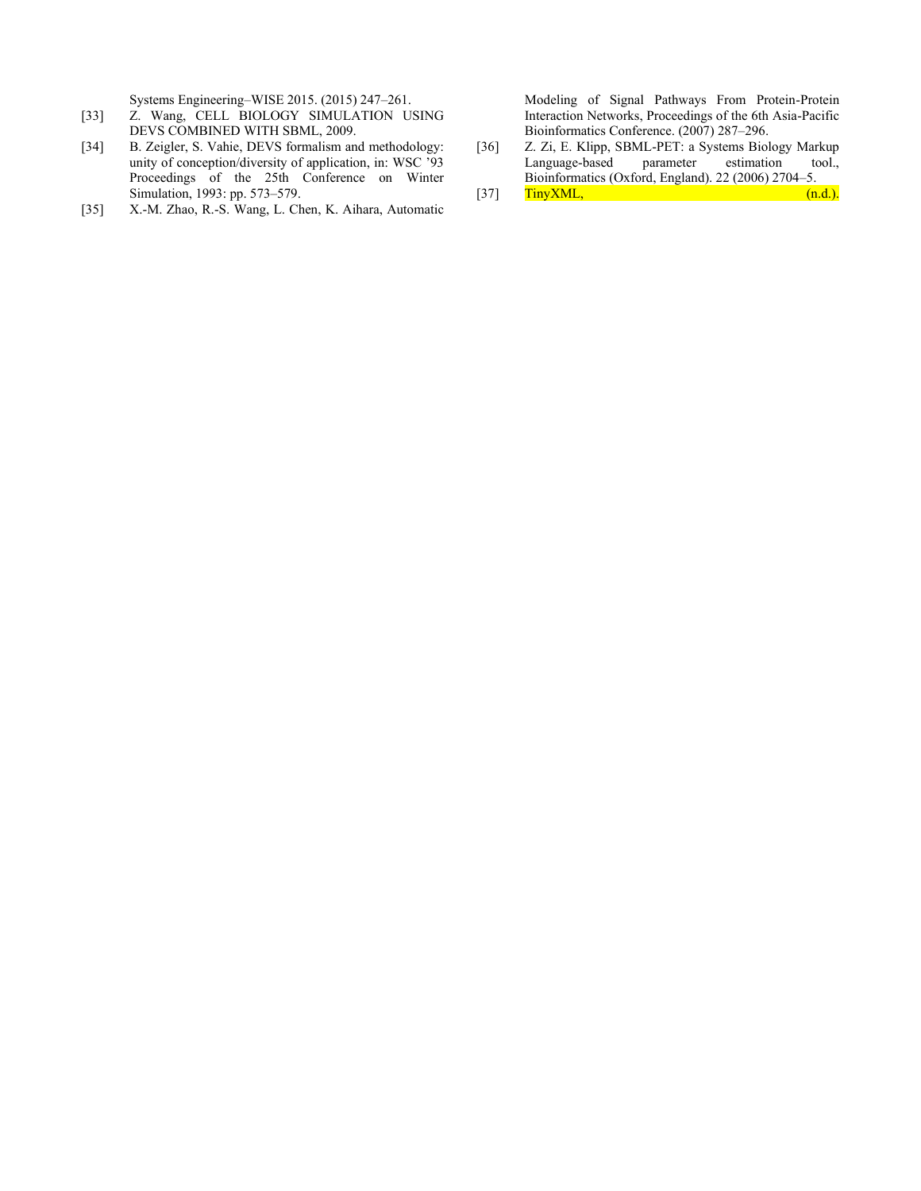Systems Engineering–WISE 2015. (2015) 247–261.

[33] Z. Wang, CELL BIOLOGY SIMULATION USING DEVS COMBINED WITH SBML, 2009.

[34] B. Zeigler, S. Vahie, DEVS formalism and methodology: unity of conception/diversity of application, in: WSC '93 Proceedings of the 25th Conference on Winter Simulation, 1993: pp. 573–579.

[35] X.-M. Zhao, R.-S. Wang, L. Chen, K. Aihara, Automatic Modeling of Signal Pathways From Protein-Protein Interaction Networks, Proceedings of the 6th Asia-Pacific Bioinformatics Conference. (2007) 287–296.

[36] Z. Zi, E. Klipp, SBML-PET: a Systems Biology Markup Language-based parameter estimation tool., Bioinformatics (Oxford, England). 22 (2006) 2704–5.

[37] TinyXML, (n.d.).